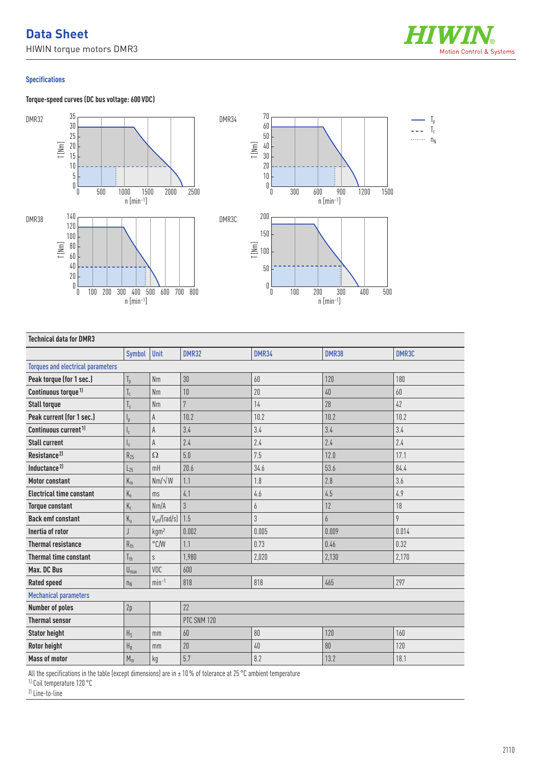# Data Sheet

HIWIN torque motors DMR3

## Specifications

### Torque-speed curves (DC bus voltage: 600 VDC)

DMR32

DMR34

DMR38

DMR3C

| Technical data for DMR3 | | | | | | |
|---|---|---|---|---|---|---|
| | Symbol | Unit | DMR32 | DMR34 | DMR38 | DMR3C |
| Torques and electrical parameters | | | | | | |
| **Peak torque (for 1 sec.)** | $T_p$ | Nm | 30 | 60 | 120 | 180 |
| **Continuous torque** [1] | $T_c$ | Nm | 10 | 20 | 40 | 60 |
| **Stall torque** | $T_s$ | Nm | 7 | 14 | 28 | 42 |
| **Peak current (for 1 sec.)** | $I_p$ | A | 10.2 | 10.2 | 10.2 | 10.2 |
| **Continuous current** [1] | $I_c$ | A | 3.4 | 3.4 | 3.4 | 3.4 |
| **Stall current** | $I_s$ | A | 2.4 | 2.4 | 2.4 | 2.4 |
| **Resistance** [2] | $R_{25}$ | Ω | 5.0 | 7.5 | 12.0 | 17.1 |
| **Inductance** [2] | $L_{25}$ | mH | 20.6 | 34.6 | 53.6 | 84.4 |
| **Motor constant** | $K_m$ | Nm/√W | 1.1 | 1.8 | 2.8 | 3.6 |
| **Electrical time constant** | $K_e$ | ms | 4.1 | 4.6 | 4.5 | 4.9 |
| **Torque constant** | $K_t$ | Nm/A | 3 | 6 | 12 | 18 |
| **Back emf constant** | $K_u$ | $V_{eff}$/(rad/s) | 1.5 | 3 | 6 | 9 |
| **Inertia of rotor** | J | kgm² | 0.002 | 0.005 | 0.009 | 0.014 |
| **Thermal resistance** | $R_{th}$ | °C/W | 1.1 | 0.73 | 0.46 | 0.32 |
| **Thermal time constant** | $T_{th}$ | s | 1,980 | 2,020 | 2,130 | 2,170 |
| **Max. DC Bus** | $U_{max}$ | VDC | 600 | | | |
| **Rated speed** | $n_N$ | min⁻¹ | 818 | 818 | 465 | 297 |
| Mechanical parameters | | | | | | |
| **Number of poles** | 2p | | 22 | | | |
| **Thermal sensor** | | | PTC SNM 120 | | | |
| **Stator height** | $H_S$ | mm | 60 | 80 | 120 | 160 |
| **Rotor height** | $H_R$ | mm | 20 | 40 | 80 | 120 |
| **Mass of motor** | $M_m$ | kg | 5.7 | 8.2 | 13.2 | 18.1 |

All the specifications in the table (except dimensions) are in ± 10 % of tolerance at 25 °C ambient temperature

[1] Coil temperature 120 °C

[2] Line-to-line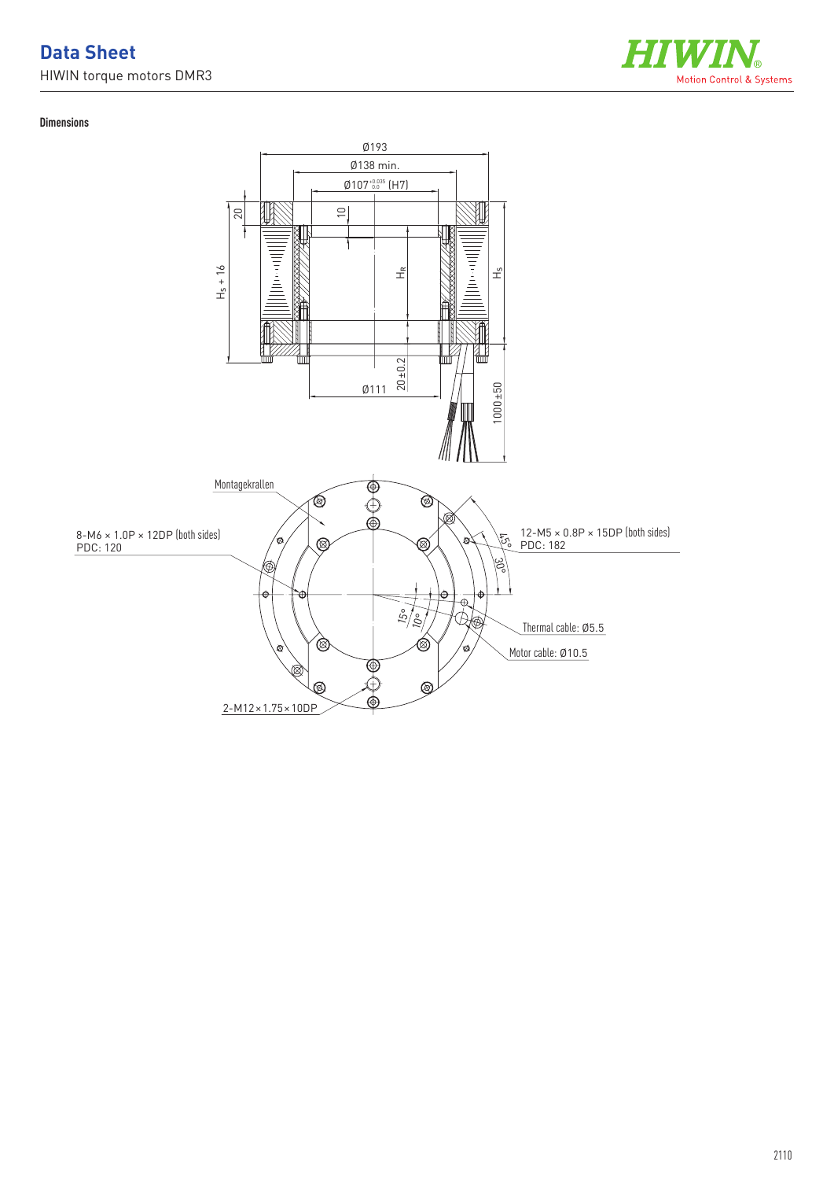# Data Sheet

HIWIN torque motors DMR3

**Dimensions**

Ø193

Ø138 min.

Ø107 $^{+0.035}_{0.0}$ (H7)

20

10

$H_S + 16$

$H_R$

$H_S$

20±0.2

Ø111

1000±50

Montagekrallen

8-M6 × 1.0P × 12DP (both sides)
PDC: 120

12-M5 × 0.8P × 15DP (both sides)
PDC: 182

15°

30°

15°

10°

Thermal cable: Ø5.5

Motor cable: Ø10.5

2-M12×1.75×10DP